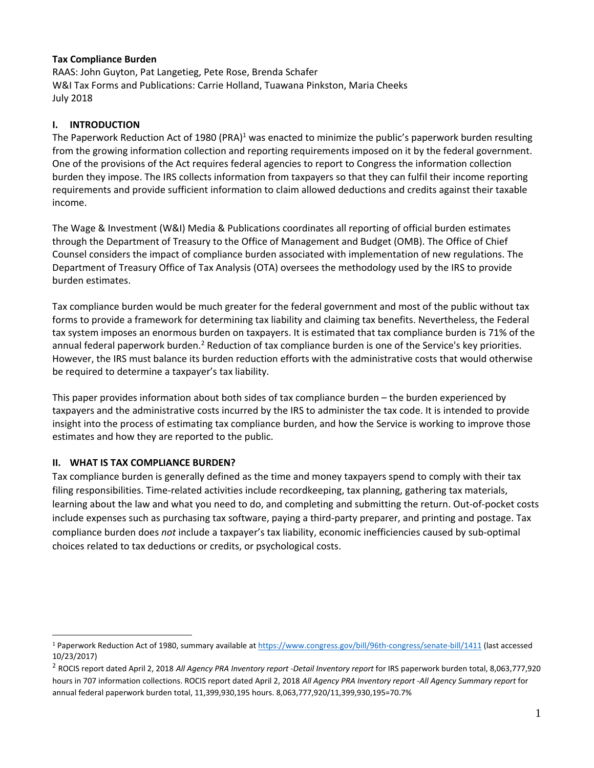**Tax Compliance Burden**

RAAS: John Guyton, Pat Langetieg, Pete Rose, Brenda Schafer
W&I Tax Forms and Publications: Carrie Holland, Tuawana Pinkston, Maria Cheeks
July 2018

## I. INTRODUCTION

The Paperwork Reduction Act of 1980 (PRA)[1] was enacted to minimize the public's paperwork burden resulting from the growing information collection and reporting requirements imposed on it by the federal government. One of the provisions of the Act requires federal agencies to report to Congress the information collection burden they impose. The IRS collects information from taxpayers so that they can fulfil their income reporting requirements and provide sufficient information to claim allowed deductions and credits against their taxable income.

The Wage & Investment (W&I) Media & Publications coordinates all reporting of official burden estimates through the Department of Treasury to the Office of Management and Budget (OMB). The Office of Chief Counsel considers the impact of compliance burden associated with implementation of new regulations. The Department of Treasury Office of Tax Analysis (OTA) oversees the methodology used by the IRS to provide burden estimates.

Tax compliance burden would be much greater for the federal government and most of the public without tax forms to provide a framework for determining tax liability and claiming tax benefits. Nevertheless, the Federal tax system imposes an enormous burden on taxpayers. It is estimated that tax compliance burden is 71% of the annual federal paperwork burden.[2] Reduction of tax compliance burden is one of the Service's key priorities. However, the IRS must balance its burden reduction efforts with the administrative costs that would otherwise be required to determine a taxpayer's tax liability.

This paper provides information about both sides of tax compliance burden – the burden experienced by taxpayers and the administrative costs incurred by the IRS to administer the tax code. It is intended to provide insight into the process of estimating tax compliance burden, and how the Service is working to improve those estimates and how they are reported to the public.

## II. WHAT IS TAX COMPLIANCE BURDEN?

Tax compliance burden is generally defined as the time and money taxpayers spend to comply with their tax filing responsibilities. Time-related activities include recordkeeping, tax planning, gathering tax materials, learning about the law and what you need to do, and completing and submitting the return. Out-of-pocket costs include expenses such as purchasing tax software, paying a third-party preparer, and printing and postage. Tax compliance burden does *not* include a taxpayer's tax liability, economic inefficiencies caused by sub-optimal choices related to tax deductions or credits, or psychological costs.

---

[1] Paperwork Reduction Act of 1980, summary available at https://www.congress.gov/bill/96th-congress/senate-bill/1411 (last accessed 10/23/2017)

[2] ROCIS report dated April 2, 2018 *All Agency PRA Inventory report -Detail Inventory report* for IRS paperwork burden total, 8,063,777,920 hours in 707 information collections. ROCIS report dated April 2, 2018 *All Agency PRA Inventory report -All Agency Summary report* for annual federal paperwork burden total, 11,399,930,195 hours. 8,063,777,920/11,399,930,195=70.7%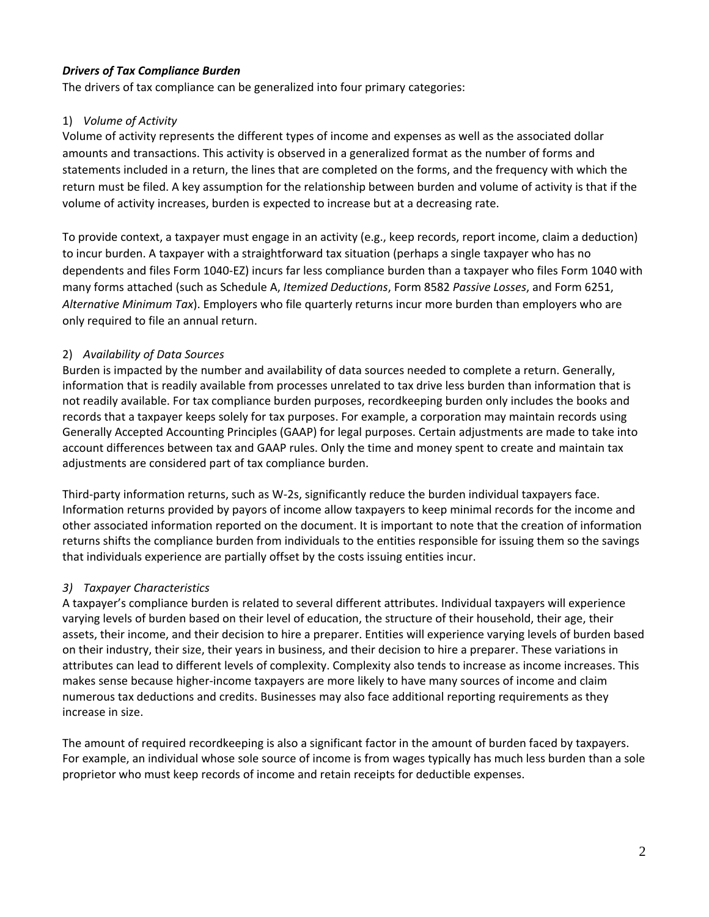***Drivers of Tax Compliance Burden***

The drivers of tax compliance can be generalized into four primary categories:

1) *Volume of Activity*

Volume of activity represents the different types of income and expenses as well as the associated dollar amounts and transactions. This activity is observed in a generalized format as the number of forms and statements included in a return, the lines that are completed on the forms, and the frequency with which the return must be filed. A key assumption for the relationship between burden and volume of activity is that if the volume of activity increases, burden is expected to increase but at a decreasing rate.

To provide context, a taxpayer must engage in an activity (e.g., keep records, report income, claim a deduction) to incur burden. A taxpayer with a straightforward tax situation (perhaps a single taxpayer who has no dependents and files Form 1040-EZ) incurs far less compliance burden than a taxpayer who files Form 1040 with many forms attached (such as Schedule A, *Itemized Deductions*, Form 8582 *Passive Losses*, and Form 6251, *Alternative Minimum Tax*). Employers who file quarterly returns incur more burden than employers who are only required to file an annual return.

2) *Availability of Data Sources*

Burden is impacted by the number and availability of data sources needed to complete a return. Generally, information that is readily available from processes unrelated to tax drive less burden than information that is not readily available. For tax compliance burden purposes, recordkeeping burden only includes the books and records that a taxpayer keeps solely for tax purposes. For example, a corporation may maintain records using Generally Accepted Accounting Principles (GAAP) for legal purposes. Certain adjustments are made to take into account differences between tax and GAAP rules. Only the time and money spent to create and maintain tax adjustments are considered part of tax compliance burden.

Third-party information returns, such as W-2s, significantly reduce the burden individual taxpayers face. Information returns provided by payors of income allow taxpayers to keep minimal records for the income and other associated information reported on the document. It is important to note that the creation of information returns shifts the compliance burden from individuals to the entities responsible for issuing them so the savings that individuals experience are partially offset by the costs issuing entities incur.

*3) Taxpayer Characteristics*

A taxpayer's compliance burden is related to several different attributes. Individual taxpayers will experience varying levels of burden based on their level of education, the structure of their household, their age, their assets, their income, and their decision to hire a preparer. Entities will experience varying levels of burden based on their industry, their size, their years in business, and their decision to hire a preparer. These variations in attributes can lead to different levels of complexity. Complexity also tends to increase as income increases. This makes sense because higher-income taxpayers are more likely to have many sources of income and claim numerous tax deductions and credits. Businesses may also face additional reporting requirements as they increase in size.

The amount of required recordkeeping is also a significant factor in the amount of burden faced by taxpayers. For example, an individual whose sole source of income is from wages typically has much less burden than a sole proprietor who must keep records of income and retain receipts for deductible expenses.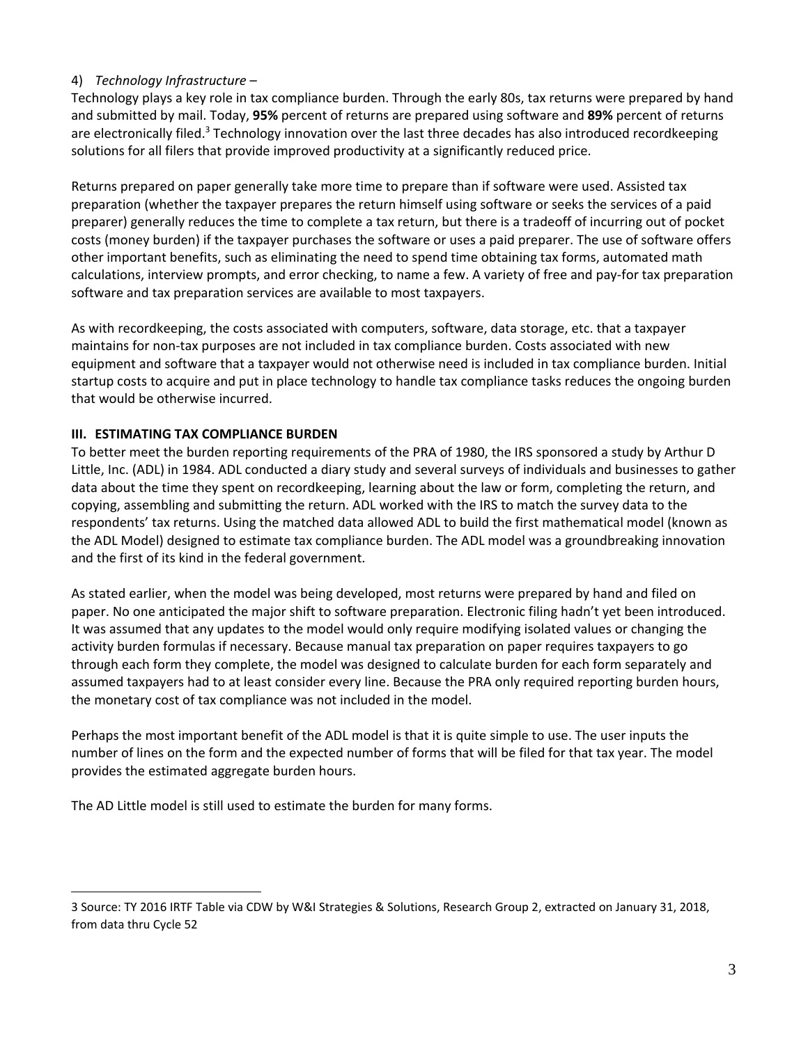4) *Technology Infrastructure* –

Technology plays a key role in tax compliance burden. Through the early 80s, tax returns were prepared by hand and submitted by mail. Today, **95%** percent of returns are prepared using software and **89%** percent of returns are electronically filed.[3] Technology innovation over the last three decades has also introduced recordkeeping solutions for all filers that provide improved productivity at a significantly reduced price.

Returns prepared on paper generally take more time to prepare than if software were used. Assisted tax preparation (whether the taxpayer prepares the return himself using software or seeks the services of a paid preparer) generally reduces the time to complete a tax return, but there is a tradeoff of incurring out of pocket costs (money burden) if the taxpayer purchases the software or uses a paid preparer. The use of software offers other important benefits, such as eliminating the need to spend time obtaining tax forms, automated math calculations, interview prompts, and error checking, to name a few. A variety of free and pay-for tax preparation software and tax preparation services are available to most taxpayers.

As with recordkeeping, the costs associated with computers, software, data storage, etc. that a taxpayer maintains for non-tax purposes are not included in tax compliance burden. Costs associated with new equipment and software that a taxpayer would not otherwise need is included in tax compliance burden. Initial startup costs to acquire and put in place technology to handle tax compliance tasks reduces the ongoing burden that would be otherwise incurred.

## III. ESTIMATING TAX COMPLIANCE BURDEN

To better meet the burden reporting requirements of the PRA of 1980, the IRS sponsored a study by Arthur D Little, Inc. (ADL) in 1984. ADL conducted a diary study and several surveys of individuals and businesses to gather data about the time they spent on recordkeeping, learning about the law or form, completing the return, and copying, assembling and submitting the return. ADL worked with the IRS to match the survey data to the respondents' tax returns. Using the matched data allowed ADL to build the first mathematical model (known as the ADL Model) designed to estimate tax compliance burden. The ADL model was a groundbreaking innovation and the first of its kind in the federal government.

As stated earlier, when the model was being developed, most returns were prepared by hand and filed on paper. No one anticipated the major shift to software preparation. Electronic filing hadn't yet been introduced. It was assumed that any updates to the model would only require modifying isolated values or changing the activity burden formulas if necessary. Because manual tax preparation on paper requires taxpayers to go through each form they complete, the model was designed to calculate burden for each form separately and assumed taxpayers had to at least consider every line. Because the PRA only required reporting burden hours, the monetary cost of tax compliance was not included in the model.

Perhaps the most important benefit of the ADL model is that it is quite simple to use. The user inputs the number of lines on the form and the expected number of forms that will be filed for that tax year. The model provides the estimated aggregate burden hours.

The AD Little model is still used to estimate the burden for many forms.

---

3 Source: TY 2016 IRTF Table via CDW by W&I Strategies & Solutions, Research Group 2, extracted on January 31, 2018, from data thru Cycle 52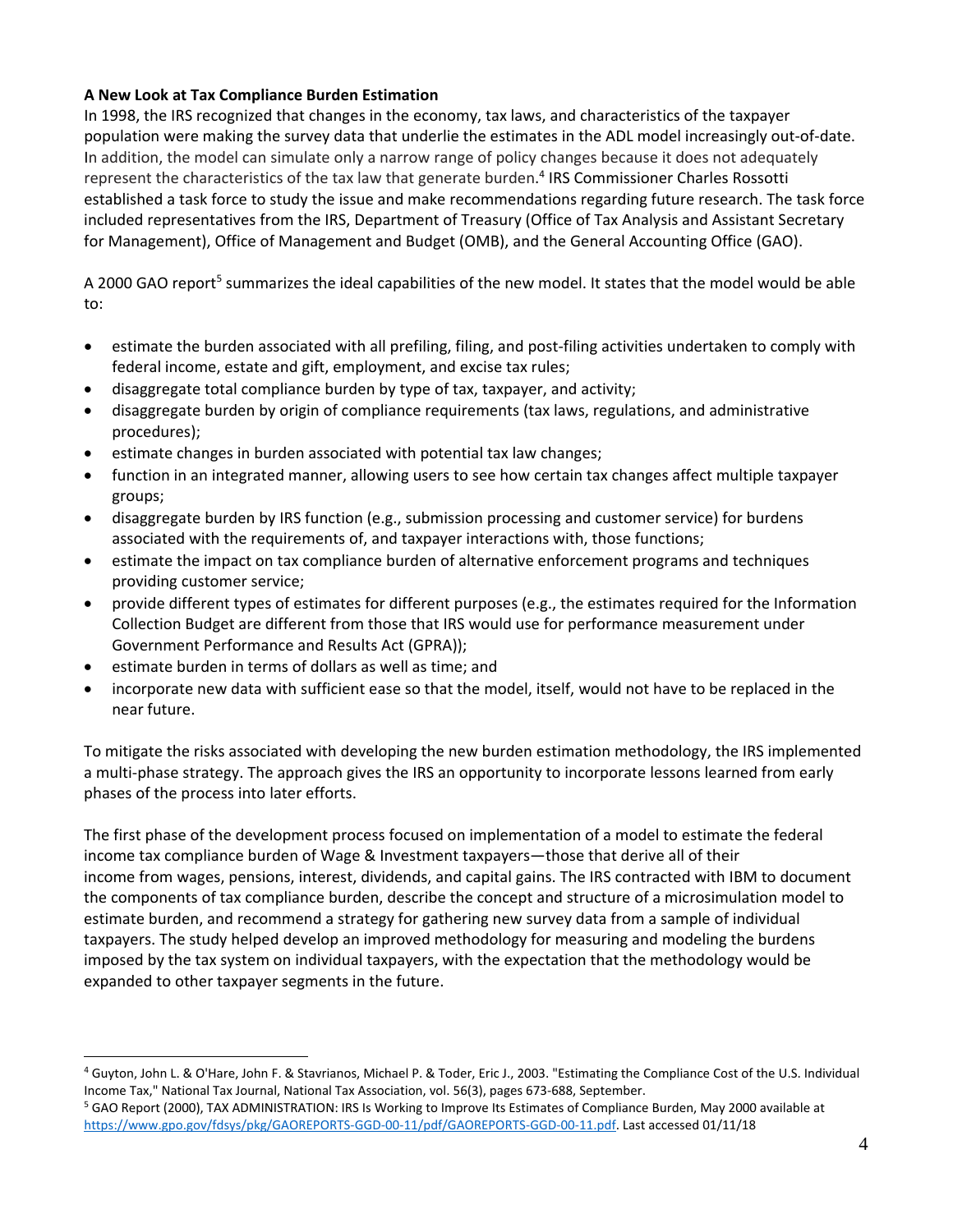**A New Look at Tax Compliance Burden Estimation**

In 1998, the IRS recognized that changes in the economy, tax laws, and characteristics of the taxpayer population were making the survey data that underlie the estimates in the ADL model increasingly out-of-date. In addition, the model can simulate only a narrow range of policy changes because it does not adequately represent the characteristics of the tax law that generate burden.[4] IRS Commissioner Charles Rossotti established a task force to study the issue and make recommendations regarding future research. The task force included representatives from the IRS, Department of Treasury (Office of Tax Analysis and Assistant Secretary for Management), Office of Management and Budget (OMB), and the General Accounting Office (GAO).

A 2000 GAO report[5] summarizes the ideal capabilities of the new model. It states that the model would be able to:

- estimate the burden associated with all prefiling, filing, and post-filing activities undertaken to comply with federal income, estate and gift, employment, and excise tax rules;
- disaggregate total compliance burden by type of tax, taxpayer, and activity;
- disaggregate burden by origin of compliance requirements (tax laws, regulations, and administrative procedures);
- estimate changes in burden associated with potential tax law changes;
- function in an integrated manner, allowing users to see how certain tax changes affect multiple taxpayer groups;
- disaggregate burden by IRS function (e.g., submission processing and customer service) for burdens associated with the requirements of, and taxpayer interactions with, those functions;
- estimate the impact on tax compliance burden of alternative enforcement programs and techniques providing customer service;
- provide different types of estimates for different purposes (e.g., the estimates required for the Information Collection Budget are different from those that IRS would use for performance measurement under Government Performance and Results Act (GPRA));
- estimate burden in terms of dollars as well as time; and
- incorporate new data with sufficient ease so that the model, itself, would not have to be replaced in the near future.

To mitigate the risks associated with developing the new burden estimation methodology, the IRS implemented a multi-phase strategy. The approach gives the IRS an opportunity to incorporate lessons learned from early phases of the process into later efforts.

The first phase of the development process focused on implementation of a model to estimate the federal income tax compliance burden of Wage & Investment taxpayers—those that derive all of their income from wages, pensions, interest, dividends, and capital gains. The IRS contracted with IBM to document the components of tax compliance burden, describe the concept and structure of a microsimulation model to estimate burden, and recommend a strategy for gathering new survey data from a sample of individual taxpayers. The study helped develop an improved methodology for measuring and modeling the burdens imposed by the tax system on individual taxpayers, with the expectation that the methodology would be expanded to other taxpayer segments in the future.

---

[4] Guyton, John L. & O'Hare, John F. & Stavrianos, Michael P. & Toder, Eric J., 2003. "Estimating the Compliance Cost of the U.S. Individual Income Tax," National Tax Journal, National Tax Association, vol. 56(3), pages 673-688, September.

[5] GAO Report (2000), TAX ADMINISTRATION: IRS Is Working to Improve Its Estimates of Compliance Burden, May 2000 available at https://www.gpo.gov/fdsys/pkg/GAOREPORTS-GGD-00-11/pdf/GAOREPORTS-GGD-00-11.pdf. Last accessed 01/11/18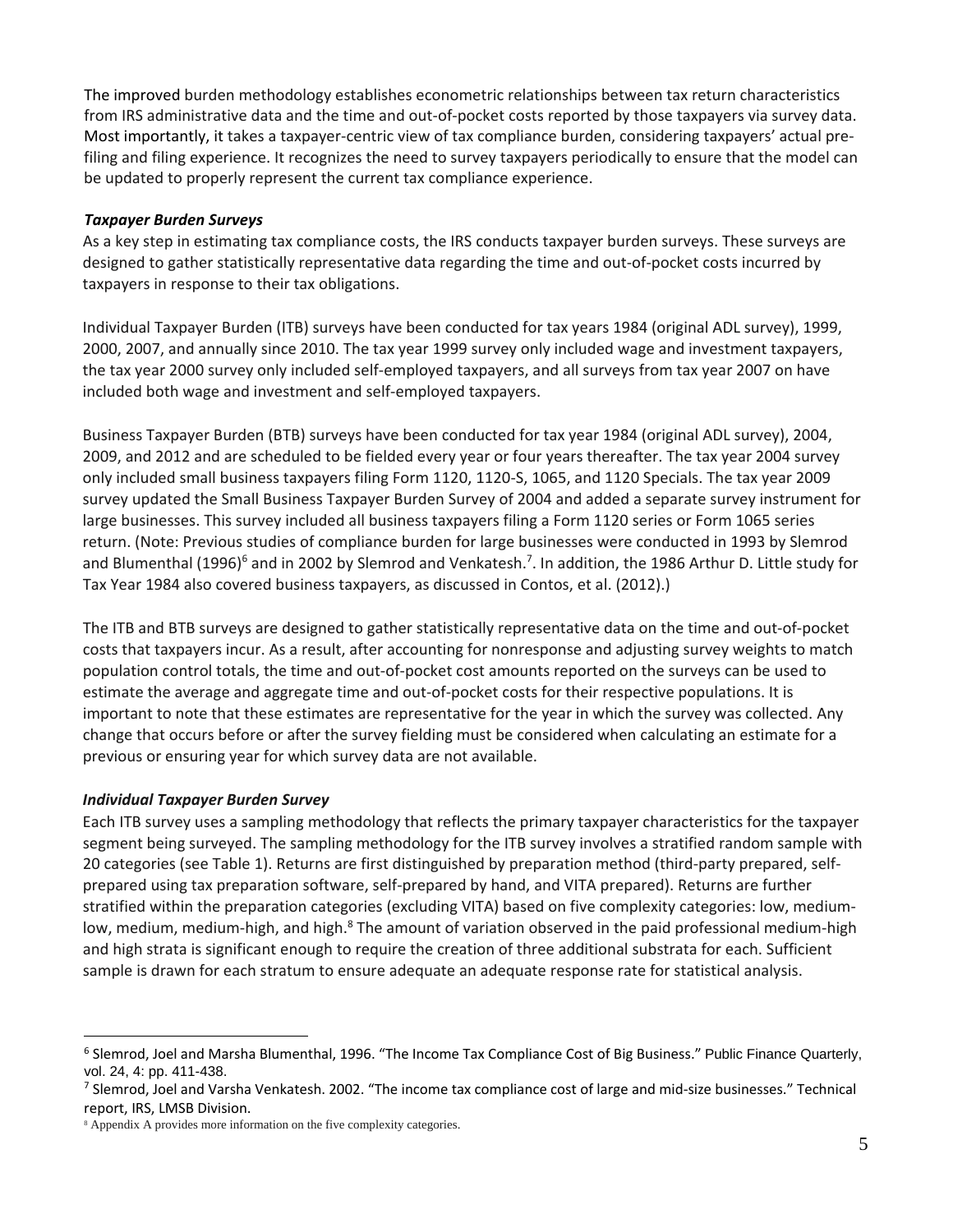The improved burden methodology establishes econometric relationships between tax return characteristics from IRS administrative data and the time and out-of-pocket costs reported by those taxpayers via survey data. Most importantly, it takes a taxpayer-centric view of tax compliance burden, considering taxpayers' actual pre-filing and filing experience. It recognizes the need to survey taxpayers periodically to ensure that the model can be updated to properly represent the current tax compliance experience.

### *Taxpayer Burden Surveys*

As a key step in estimating tax compliance costs, the IRS conducts taxpayer burden surveys. These surveys are designed to gather statistically representative data regarding the time and out-of-pocket costs incurred by taxpayers in response to their tax obligations.

Individual Taxpayer Burden (ITB) surveys have been conducted for tax years 1984 (original ADL survey), 1999, 2000, 2007, and annually since 2010. The tax year 1999 survey only included wage and investment taxpayers, the tax year 2000 survey only included self-employed taxpayers, and all surveys from tax year 2007 on have included both wage and investment and self-employed taxpayers.

Business Taxpayer Burden (BTB) surveys have been conducted for tax year 1984 (original ADL survey), 2004, 2009, and 2012 and are scheduled to be fielded every year or four years thereafter. The tax year 2004 survey only included small business taxpayers filing Form 1120, 1120-S, 1065, and 1120 Specials. The tax year 2009 survey updated the Small Business Taxpayer Burden Survey of 2004 and added a separate survey instrument for large businesses. This survey included all business taxpayers filing a Form 1120 series or Form 1065 series return. (Note: Previous studies of compliance burden for large businesses were conducted in 1993 by Slemrod and Blumenthal (1996)[6] and in 2002 by Slemrod and Venkatesh.[7]. In addition, the 1986 Arthur D. Little study for Tax Year 1984 also covered business taxpayers, as discussed in Contos, et al. (2012).)

The ITB and BTB surveys are designed to gather statistically representative data on the time and out-of-pocket costs that taxpayers incur. As a result, after accounting for nonresponse and adjusting survey weights to match population control totals, the time and out-of-pocket cost amounts reported on the surveys can be used to estimate the average and aggregate time and out-of-pocket costs for their respective populations. It is important to note that these estimates are representative for the year in which the survey was collected. Any change that occurs before or after the survey fielding must be considered when calculating an estimate for a previous or ensuring year for which survey data are not available.

### *Individual Taxpayer Burden Survey*

Each ITB survey uses a sampling methodology that reflects the primary taxpayer characteristics for the taxpayer segment being surveyed. The sampling methodology for the ITB survey involves a stratified random sample with 20 categories (see Table 1). Returns are first distinguished by preparation method (third-party prepared, self-prepared using tax preparation software, self-prepared by hand, and VITA prepared). Returns are further stratified within the preparation categories (excluding VITA) based on five complexity categories: low, medium-low, medium, medium-high, and high.[8] The amount of variation observed in the paid professional medium-high and high strata is significant enough to require the creation of three additional substrata for each. Sufficient sample is drawn for each stratum to ensure adequate an adequate response rate for statistical analysis.

---

[6] Slemrod, Joel and Marsha Blumenthal, 1996. "The Income Tax Compliance Cost of Big Business." Public Finance Quarterly, vol. 24, 4: pp. 411-438.

[7] Slemrod, Joel and Varsha Venkatesh. 2002. "The income tax compliance cost of large and mid-size businesses." Technical report, IRS, LMSB Division.

[8] Appendix A provides more information on the five complexity categories.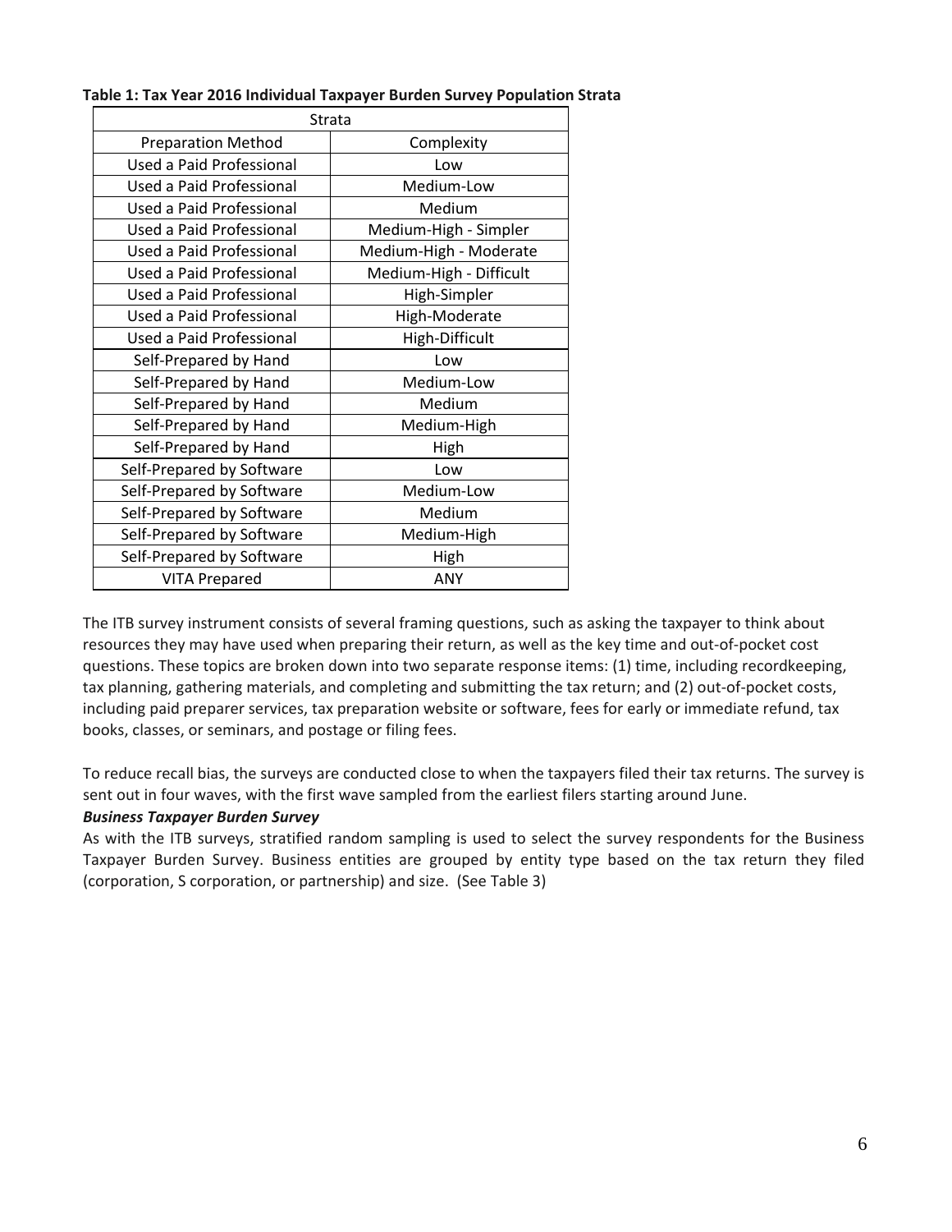**Table 1: Tax Year 2016 Individual Taxpayer Burden Survey Population Strata**

| Strata | |
|---|---|
| Preparation Method | Complexity |
| Used a Paid Professional | Low |
| Used a Paid Professional | Medium-Low |
| Used a Paid Professional | Medium |
| Used a Paid Professional | Medium-High - Simpler |
| Used a Paid Professional | Medium-High - Moderate |
| Used a Paid Professional | Medium-High - Difficult |
| Used a Paid Professional | High-Simpler |
| Used a Paid Professional | High-Moderate |
| Used a Paid Professional | High-Difficult |
| Self-Prepared by Hand | Low |
| Self-Prepared by Hand | Medium-Low |
| Self-Prepared by Hand | Medium |
| Self-Prepared by Hand | Medium-High |
| Self-Prepared by Hand | High |
| Self-Prepared by Software | Low |
| Self-Prepared by Software | Medium-Low |
| Self-Prepared by Software | Medium |
| Self-Prepared by Software | Medium-High |
| Self-Prepared by Software | High |
| VITA Prepared | ANY |

The ITB survey instrument consists of several framing questions, such as asking the taxpayer to think about resources they may have used when preparing their return, as well as the key time and out-of-pocket cost questions. These topics are broken down into two separate response items: (1) time, including recordkeeping, tax planning, gathering materials, and completing and submitting the tax return; and (2) out-of-pocket costs, including paid preparer services, tax preparation website or software, fees for early or immediate refund, tax books, classes, or seminars, and postage or filing fees.

To reduce recall bias, the surveys are conducted close to when the taxpayers filed their tax returns. The survey is sent out in four waves, with the first wave sampled from the earliest filers starting around June.

***Business Taxpayer Burden Survey***

As with the ITB surveys, stratified random sampling is used to select the survey respondents for the Business Taxpayer Burden Survey. Business entities are grouped by entity type based on the tax return they filed (corporation, S corporation, or partnership) and size. (See Table 3)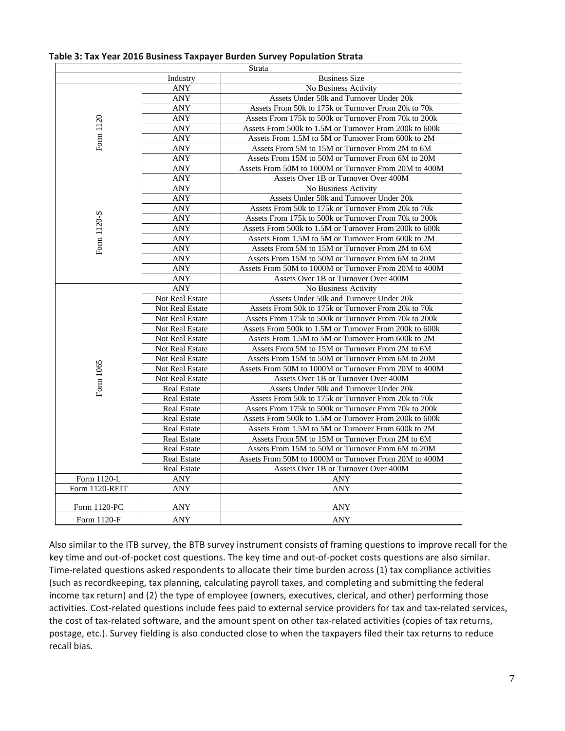**Table 3: Tax Year 2016 Business Taxpayer Burden Survey Population Strata**

| Strata | | |
|---|---|---|
| | Industry | Business Size |
| Form 1120 | ANY | No Business Activity |
| | ANY | Assets Under 50k and Turnover Under 20k |
| | ANY | Assets From 50k to 175k or Turnover From 20k to 70k |
| | ANY | Assets From 175k to 500k or Turnover From 70k to 200k |
| | ANY | Assets From 500k to 1.5M or Turnover From 200k to 600k |
| | ANY | Assets From 1.5M to 5M or Turnover From 600k to 2M |
| | ANY | Assets From 5M to 15M or Turnover From 2M to 6M |
| | ANY | Assets From 15M to 50M or Turnover From 6M to 20M |
| | ANY | Assets From 50M to 1000M or Turnover From 20M to 400M |
| | ANY | Assets Over 1B or Turnover Over 400M |
| Form 1120-S | ANY | No Business Activity |
| | ANY | Assets Under 50k and Turnover Under 20k |
| | ANY | Assets From 50k to 175k or Turnover From 20k to 70k |
| | ANY | Assets From 175k to 500k or Turnover From 70k to 200k |
| | ANY | Assets From 500k to 1.5M or Turnover From 200k to 600k |
| | ANY | Assets From 1.5M to 5M or Turnover From 600k to 2M |
| | ANY | Assets From 5M to 15M or Turnover From 2M to 6M |
| | ANY | Assets From 15M to 50M or Turnover From 6M to 20M |
| | ANY | Assets From 50M to 1000M or Turnover From 20M to 400M |
| | ANY | Assets Over 1B or Turnover Over 400M |
| Form 1065 | ANY | No Business Activity |
| | Not Real Estate | Assets Under 50k and Turnover Under 20k |
| | Not Real Estate | Assets From 50k to 175k or Turnover From 20k to 70k |
| | Not Real Estate | Assets From 175k to 500k or Turnover From 70k to 200k |
| | Not Real Estate | Assets From 500k to 1.5M or Turnover From 200k to 600k |
| | Not Real Estate | Assets From 1.5M to 5M or Turnover From 600k to 2M |
| | Not Real Estate | Assets From 5M to 15M or Turnover From 2M to 6M |
| | Not Real Estate | Assets From 15M to 50M or Turnover From 6M to 20M |
| | Not Real Estate | Assets From 50M to 1000M or Turnover From 20M to 400M |
| | Not Real Estate | Assets Over 1B or Turnover Over 400M |
| | Real Estate | Assets Under 50k and Turnover Under 20k |
| | Real Estate | Assets From 50k to 175k or Turnover From 20k to 70k |
| | Real Estate | Assets From 175k to 500k or Turnover From 70k to 200k |
| | Real Estate | Assets From 500k to 1.5M or Turnover From 200k to 600k |
| | Real Estate | Assets From 1.5M to 5M or Turnover From 600k to 2M |
| | Real Estate | Assets From 5M to 15M or Turnover From 2M to 6M |
| | Real Estate | Assets From 15M to 50M or Turnover From 6M to 20M |
| | Real Estate | Assets From 50M to 1000M or Turnover From 20M to 400M |
| | Real Estate | Assets Over 1B or Turnover Over 400M |
| Form 1120-L | ANY | ANY |
| Form 1120-REIT | ANY | ANY |
| Form 1120-PC | ANY | ANY |
| Form 1120-F | ANY | ANY |

Also similar to the ITB survey, the BTB survey instrument consists of framing questions to improve recall for the key time and out-of-pocket cost questions. The key time and out-of-pocket costs questions are also similar. Time-related questions asked respondents to allocate their time burden across (1) tax compliance activities (such as recordkeeping, tax planning, calculating payroll taxes, and completing and submitting the federal income tax return) and (2) the type of employee (owners, executives, clerical, and other) performing those activities. Cost-related questions include fees paid to external service providers for tax and tax-related services, the cost of tax-related software, and the amount spent on other tax-related activities (copies of tax returns, postage, etc.). Survey fielding is also conducted close to when the taxpayers filed their tax returns to reduce recall bias.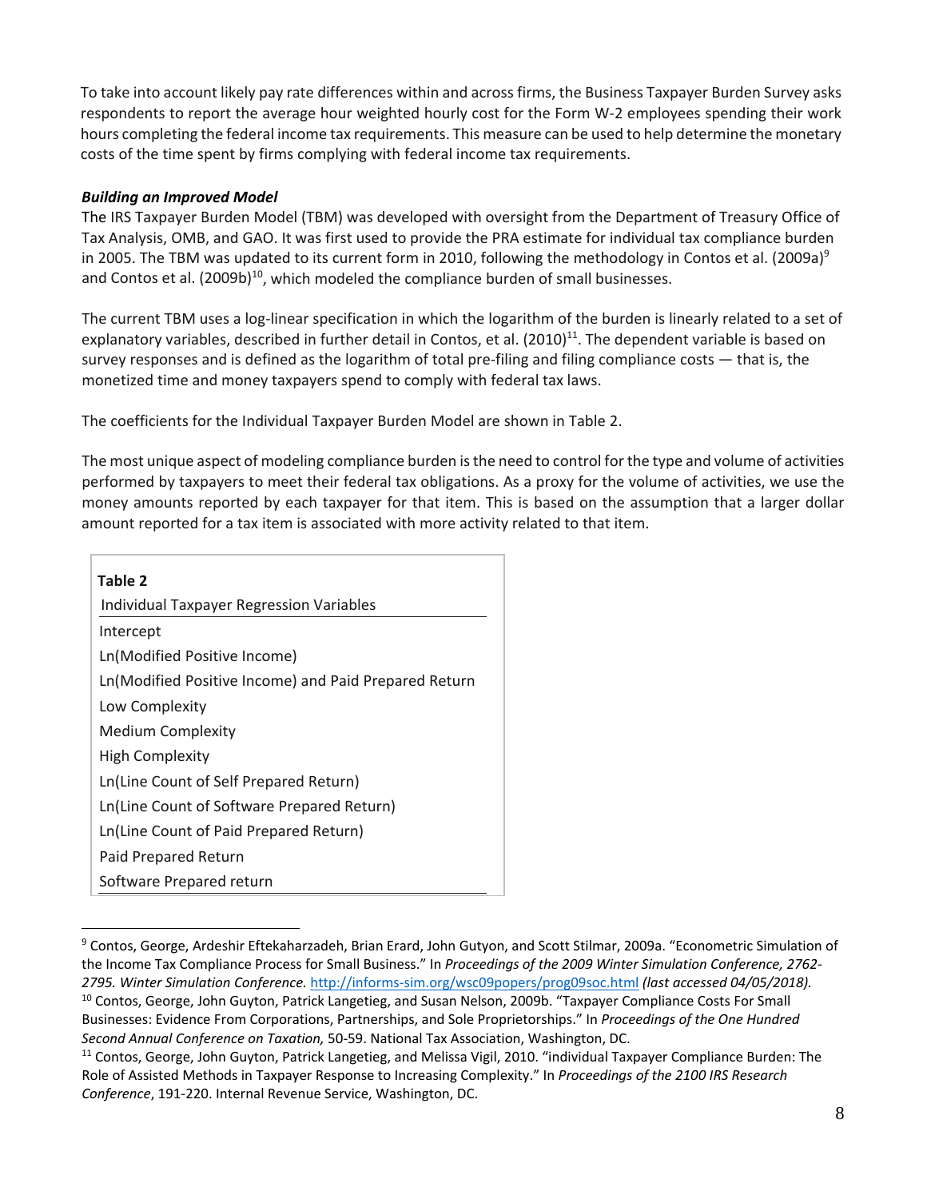To take into account likely pay rate differences within and across firms, the Business Taxpayer Burden Survey asks respondents to report the average hour weighted hourly cost for the Form W-2 employees spending their work hours completing the federal income tax requirements. This measure can be used to help determine the monetary costs of the time spent by firms complying with federal income tax requirements.

***Building an Improved Model***

The IRS Taxpayer Burden Model (TBM) was developed with oversight from the Department of Treasury Office of Tax Analysis, OMB, and GAO. It was first used to provide the PRA estimate for individual tax compliance burden in 2005. The TBM was updated to its current form in 2010, following the methodology in Contos et al. (2009a)[9] and Contos et al. (2009b)[10], which modeled the compliance burden of small businesses.

The current TBM uses a log-linear specification in which the logarithm of the burden is linearly related to a set of explanatory variables, described in further detail in Contos, et al. (2010)[11]. The dependent variable is based on survey responses and is defined as the logarithm of total pre-filing and filing compliance costs — that is, the monetized time and money taxpayers spend to comply with federal tax laws.

The coefficients for the Individual Taxpayer Burden Model are shown in Table 2.

The most unique aspect of modeling compliance burden is the need to control for the type and volume of activities performed by taxpayers to meet their federal tax obligations. As a proxy for the volume of activities, we use the money amounts reported by each taxpayer for that item. This is based on the assumption that a larger dollar amount reported for a tax item is associated with more activity related to that item.

**Table 2**

| Individual Taxpayer Regression Variables |
|---|
| Intercept |
| Ln(Modified Positive Income) |
| Ln(Modified Positive Income) and Paid Prepared Return |
| Low Complexity |
| Medium Complexity |
| High Complexity |
| Ln(Line Count of Self Prepared Return) |
| Ln(Line Count of Software Prepared Return) |
| Ln(Line Count of Paid Prepared Return) |
| Paid Prepared Return |
| Software Prepared return |

---

[9] Contos, George, Ardeshir Eftekaharzadeh, Brian Erard, John Gutyon, and Scott Stilmar, 2009a. "Econometric Simulation of the Income Tax Compliance Process for Small Business." In *Proceedings of the 2009 Winter Simulation Conference, 2762-2795. Winter Simulation Conference.* http://informs-sim.org/wsc09popers/prog09soc.html *(last accessed 04/05/2018).*

[10] Contos, George, John Guyton, Patrick Langetieg, and Susan Nelson, 2009b. "Taxpayer Compliance Costs For Small Businesses: Evidence From Corporations, Partnerships, and Sole Proprietorships." In *Proceedings of the One Hundred Second Annual Conference on Taxation,* 50-59. National Tax Association, Washington, DC.

[11] Contos, George, John Guyton, Patrick Langetieg, and Melissa Vigil, 2010. "individual Taxpayer Compliance Burden: The Role of Assisted Methods in Taxpayer Response to Increasing Complexity." In *Proceedings of the 2100 IRS Research Conference*, 191-220. Internal Revenue Service, Washington, DC.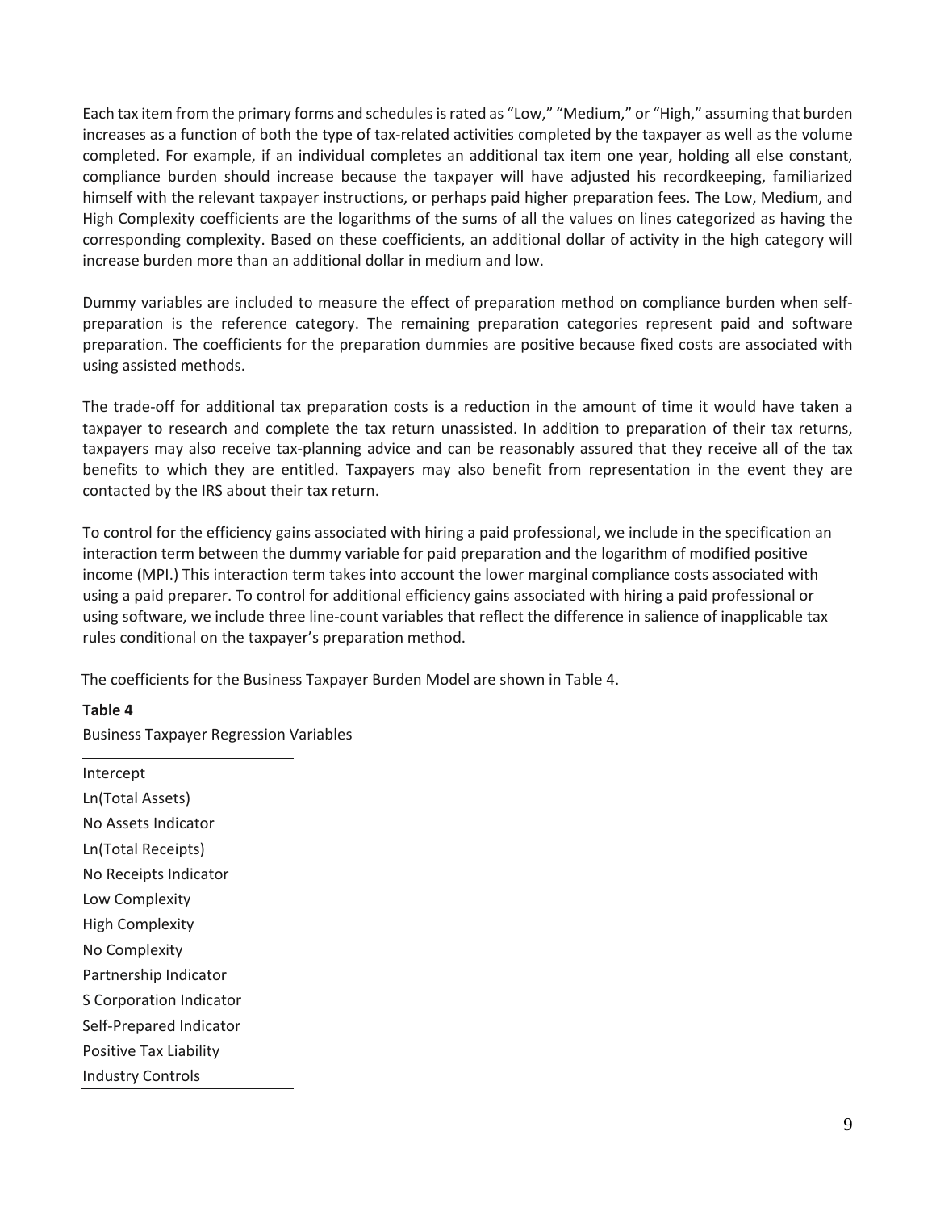Each tax item from the primary forms and schedules is rated as "Low," "Medium," or "High," assuming that burden increases as a function of both the type of tax-related activities completed by the taxpayer as well as the volume completed. For example, if an individual completes an additional tax item one year, holding all else constant, compliance burden should increase because the taxpayer will have adjusted his recordkeeping, familiarized himself with the relevant taxpayer instructions, or perhaps paid higher preparation fees. The Low, Medium, and High Complexity coefficients are the logarithms of the sums of all the values on lines categorized as having the corresponding complexity. Based on these coefficients, an additional dollar of activity in the high category will increase burden more than an additional dollar in medium and low.

Dummy variables are included to measure the effect of preparation method on compliance burden when self-preparation is the reference category. The remaining preparation categories represent paid and software preparation. The coefficients for the preparation dummies are positive because fixed costs are associated with using assisted methods.

The trade-off for additional tax preparation costs is a reduction in the amount of time it would have taken a taxpayer to research and complete the tax return unassisted. In addition to preparation of their tax returns, taxpayers may also receive tax-planning advice and can be reasonably assured that they receive all of the tax benefits to which they are entitled. Taxpayers may also benefit from representation in the event they are contacted by the IRS about their tax return.

To control for the efficiency gains associated with hiring a paid professional, we include in the specification an interaction term between the dummy variable for paid preparation and the logarithm of modified positive income (MPI.) This interaction term takes into account the lower marginal compliance costs associated with using a paid preparer. To control for additional efficiency gains associated with hiring a paid professional or using software, we include three line-count variables that reflect the difference in salience of inapplicable tax rules conditional on the taxpayer's preparation method.

The coefficients for the Business Taxpayer Burden Model are shown in Table 4.

**Table 4**

Business Taxpayer Regression Variables

| |
|---|
| Intercept |
| Ln(Total Assets) |
| No Assets Indicator |
| Ln(Total Receipts) |
| No Receipts Indicator |
| Low Complexity |
| High Complexity |
| No Complexity |
| Partnership Indicator |
| S Corporation Indicator |
| Self-Prepared Indicator |
| Positive Tax Liability |
| Industry Controls |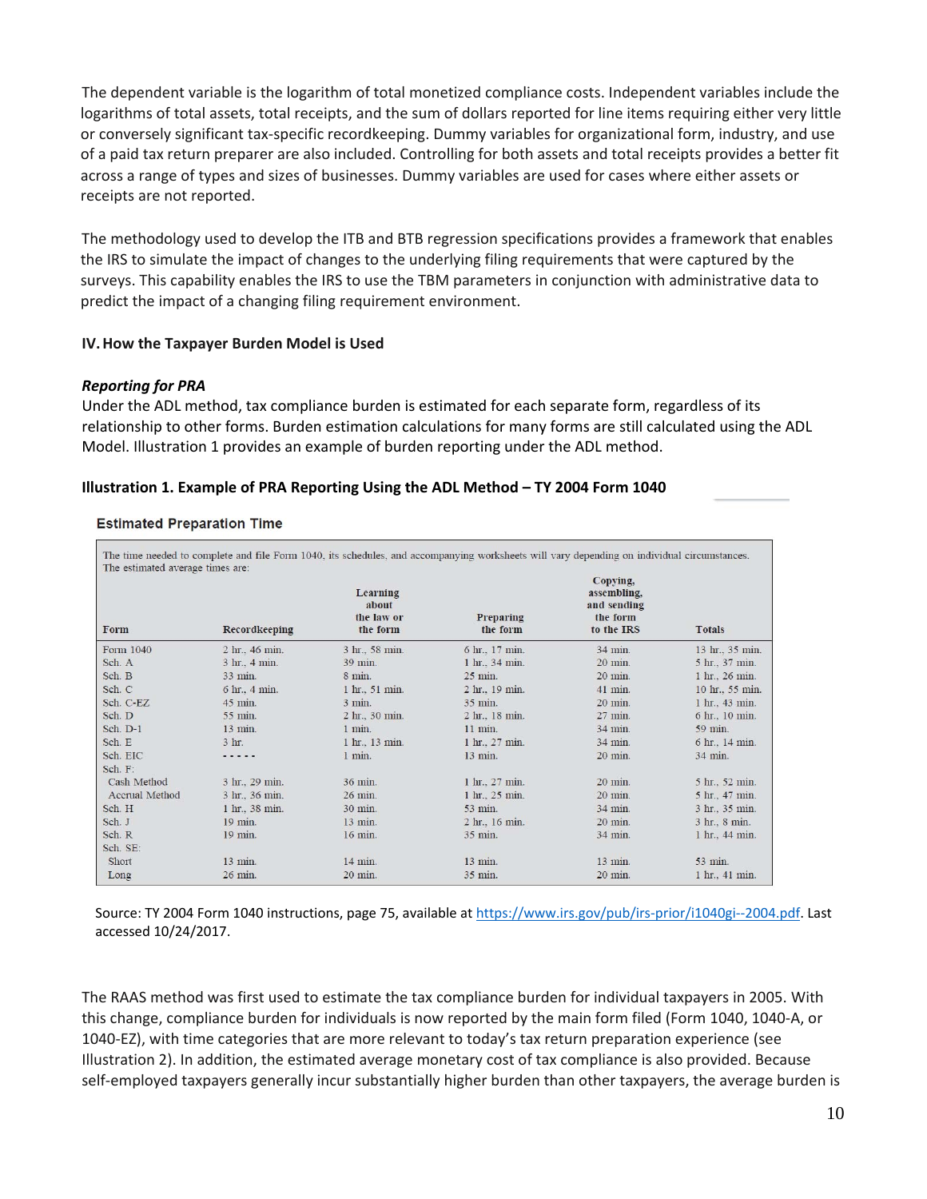The dependent variable is the logarithm of total monetized compliance costs. Independent variables include the logarithms of total assets, total receipts, and the sum of dollars reported for line items requiring either very little or conversely significant tax-specific recordkeeping. Dummy variables for organizational form, industry, and use of a paid tax return preparer are also included. Controlling for both assets and total receipts provides a better fit across a range of types and sizes of businesses. Dummy variables are used for cases where either assets or receipts are not reported.

The methodology used to develop the ITB and BTB regression specifications provides a framework that enables the IRS to simulate the impact of changes to the underlying filing requirements that were captured by the surveys. This capability enables the IRS to use the TBM parameters in conjunction with administrative data to predict the impact of a changing filing requirement environment.

## IV. How the Taxpayer Burden Model is Used

### *Reporting for PRA*

Under the ADL method, tax compliance burden is estimated for each separate form, regardless of its relationship to other forms. Burden estimation calculations for many forms are still calculated using the ADL Model. Illustration 1 provides an example of burden reporting under the ADL method.

**Illustration 1. Example of PRA Reporting Using the ADL Method – TY 2004 Form 1040**

**Estimated Preparation Time**

The time needed to complete and file Form 1040, its schedules, and accompanying worksheets will vary depending on individual circumstances. The estimated average times are:

| Form | Recordkeeping | Learning about the law or the form | Preparing the form | Copying, assembling, and sending the form to the IRS | Totals |
|---|---|---|---|---|---|
| Form 1040 | 2 hr., 46 min. | 3 hr., 58 min. | 6 hr., 17 min. | 34 min. | 13 hr., 35 min. |
| Sch. A | 3 hr., 4 min. | 39 min. | 1 hr., 34 min. | 20 min. | 5 hr., 37 min. |
| Sch. B | 33 min. | 8 min. | 25 min. | 20 min. | 1 hr., 26 min. |
| Sch. C | 6 hr., 4 min. | 1 hr., 51 min. | 2 hr., 19 min. | 41 min. | 10 hr., 55 min. |
| Sch. C-EZ | 45 min. | 3 min. | 35 min. | 20 min. | 1 hr., 43 min. |
| Sch. D | 55 min. | 2 hr., 30 min. | 2 hr., 18 min. | 27 min. | 6 hr., 10 min. |
| Sch. D-1 | 13 min. | 1 min. | 11 min. | 34 min. | 59 min. |
| Sch. E | 3 hr. | 1 hr., 13 min. | 1 hr., 27 min. | 34 min. | 6 hr., 14 min. |
| Sch. EIC | ----- | 1 min. | 13 min. | 20 min. | 34 min. |
| Sch. F: | | | | | |
| Cash Method | 3 hr., 29 min. | 36 min. | 1 hr., 27 min. | 20 min. | 5 hr., 52 min. |
| Accrual Method | 3 hr., 36 min. | 26 min. | 1 hr., 25 min. | 20 min. | 5 hr., 47 min. |
| Sch. H | 1 hr., 38 min. | 30 min. | 53 min. | 34 min. | 3 hr., 35 min. |
| Sch. J | 19 min. | 13 min. | 2 hr., 16 min. | 20 min. | 3 hr., 8 min. |
| Sch. R | 19 min. | 16 min. | 35 min. | 34 min. | 1 hr., 44 min. |
| Sch. SE: | | | | | |
| Short | 13 min. | 14 min. | 13 min. | 13 min. | 53 min. |
| Long | 26 min. | 20 min. | 35 min. | 20 min. | 1 hr., 41 min. |

Source: TY 2004 Form 1040 instructions, page 75, available at https://www.irs.gov/pub/irs-prior/i1040gi--2004.pdf. Last accessed 10/24/2017.

The RAAS method was first used to estimate the tax compliance burden for individual taxpayers in 2005. With this change, compliance burden for individuals is now reported by the main form filed (Form 1040, 1040-A, or 1040-EZ), with time categories that are more relevant to today's tax return preparation experience (see Illustration 2). In addition, the estimated average monetary cost of tax compliance is also provided. Because self-employed taxpayers generally incur substantially higher burden than other taxpayers, the average burden is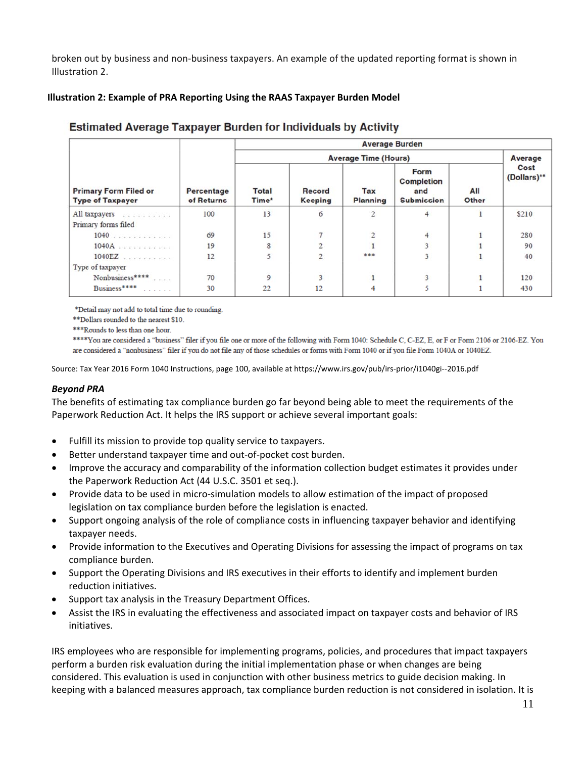broken out by business and non-business taxpayers. An example of the updated reporting format is shown in Illustration 2.

**Illustration 2: Example of PRA Reporting Using the RAAS Taxpayer Burden Model**

**Estimated Average Taxpayer Burden for Individuals by Activity**

| Primary Form Filed or Type of Taxpayer | Percentage of Returns | Average Burden | | | | | |
|---|---|---|---|---|---|---|---|
| | | Average Time (Hours) | | | | | Average Cost (Dollars)** |
| | | Total Time* | Record Keeping | Tax Planning | Form Completion and Submission | All Other | |
| All taxpayers | 100 | 13 | 6 | 2 | 4 | 1 | $210 |
| Primary forms filed | | | | | | | |
| 1040 | 69 | 15 | 7 | 2 | 4 | 1 | 280 |
| 1040A | 19 | 8 | 2 | 1 | 3 | 1 | 90 |
| 1040EZ | 12 | 5 | 2 | *** | 3 | 1 | 40 |
| Type of taxpayer | | | | | | | |
| Nonbusiness**** | 70 | 9 | 3 | 1 | 3 | 1 | 120 |
| Business**** | 30 | 22 | 12 | 4 | 5 | 1 | 430 |

*Detail may not add to total time due to rounding.
**Dollars rounded to the nearest $10.
***Rounds to less than one hour.
****You are considered a "business" filer if you file one or more of the following with Form 1040: Schedule C, C-EZ, E, or F or Form 2106 or 2106-EZ. You are considered a "nonbusiness" filer if you do not file any of those schedules or forms with Form 1040 or if you file Form 1040A or 1040EZ.

Source: Tax Year 2016 Form 1040 Instructions, page 100, available at https://www.irs.gov/pub/irs-prior/i1040gi--2016.pdf

***Beyond PRA***

The benefits of estimating tax compliance burden go far beyond being able to meet the requirements of the Paperwork Reduction Act. It helps the IRS support or achieve several important goals:

- Fulfill its mission to provide top quality service to taxpayers.
- Better understand taxpayer time and out-of-pocket cost burden.
- Improve the accuracy and comparability of the information collection budget estimates it provides under the Paperwork Reduction Act (44 U.S.C. 3501 et seq.).
- Provide data to be used in micro-simulation models to allow estimation of the impact of proposed legislation on tax compliance burden before the legislation is enacted.
- Support ongoing analysis of the role of compliance costs in influencing taxpayer behavior and identifying taxpayer needs.
- Provide information to the Executives and Operating Divisions for assessing the impact of programs on tax compliance burden.
- Support the Operating Divisions and IRS executives in their efforts to identify and implement burden reduction initiatives.
- Support tax analysis in the Treasury Department Offices.
- Assist the IRS in evaluating the effectiveness and associated impact on taxpayer costs and behavior of IRS initiatives.

IRS employees who are responsible for implementing programs, policies, and procedures that impact taxpayers perform a burden risk evaluation during the initial implementation phase or when changes are being considered. This evaluation is used in conjunction with other business metrics to guide decision making. In keeping with a balanced measures approach, tax compliance burden reduction is not considered in isolation. It is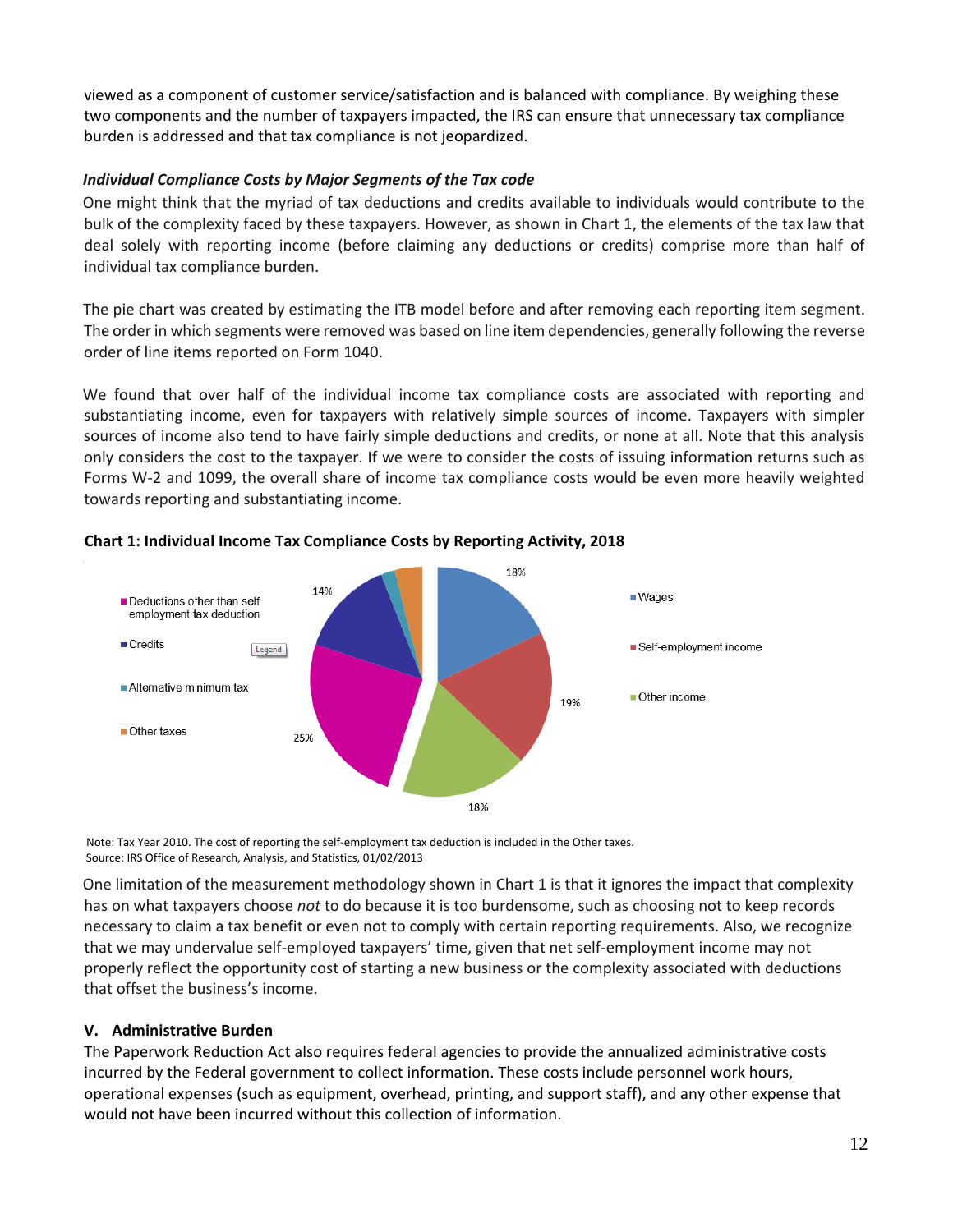viewed as a component of customer service/satisfaction and is balanced with compliance. By weighing these two components and the number of taxpayers impacted, the IRS can ensure that unnecessary tax compliance burden is addressed and that tax compliance is not jeopardized.

### *Individual Compliance Costs by Major Segments of the Tax code*

One might think that the myriad of tax deductions and credits available to individuals would contribute to the bulk of the complexity faced by these taxpayers. However, as shown in Chart 1, the elements of the tax law that deal solely with reporting income (before claiming any deductions or credits) comprise more than half of individual tax compliance burden.

The pie chart was created by estimating the ITB model before and after removing each reporting item segment. The order in which segments were removed was based on line item dependencies, generally following the reverse order of line items reported on Form 1040.

We found that over half of the individual income tax compliance costs are associated with reporting and substantiating income, even for taxpayers with relatively simple sources of income. Taxpayers with simpler sources of income also tend to have fairly simple deductions and credits, or none at all. Note that this analysis only considers the cost to the taxpayer. If we were to consider the costs of issuing information returns such as Forms W-2 and 1099, the overall share of income tax compliance costs would be even more heavily weighted towards reporting and substantiating income.

**Chart 1: Individual Income Tax Compliance Costs by Reporting Activity, 2018**

Deductions other than self employment tax deduction — 25%
Credits — 14%
Alternative minimum tax
Other taxes
Wages — 18%
Self-employment income — 19%
Other income — 18%

Note: Tax Year 2010. The cost of reporting the self-employment tax deduction is included in the Other taxes.
Source: IRS Office of Research, Analysis, and Statistics, 01/02/2013

One limitation of the measurement methodology shown in Chart 1 is that it ignores the impact that complexity has on what taxpayers choose *not* to do because it is too burdensome, such as choosing not to keep records necessary to claim a tax benefit or even not to comply with certain reporting requirements. Also, we recognize that we may undervalue self-employed taxpayers' time, given that net self-employment income may not properly reflect the opportunity cost of starting a new business or the complexity associated with deductions that offset the business's income.

## V. Administrative Burden

The Paperwork Reduction Act also requires federal agencies to provide the annualized administrative costs incurred by the Federal government to collect information. These costs include personnel work hours, operational expenses (such as equipment, overhead, printing, and support staff), and any other expense that would not have been incurred without this collection of information.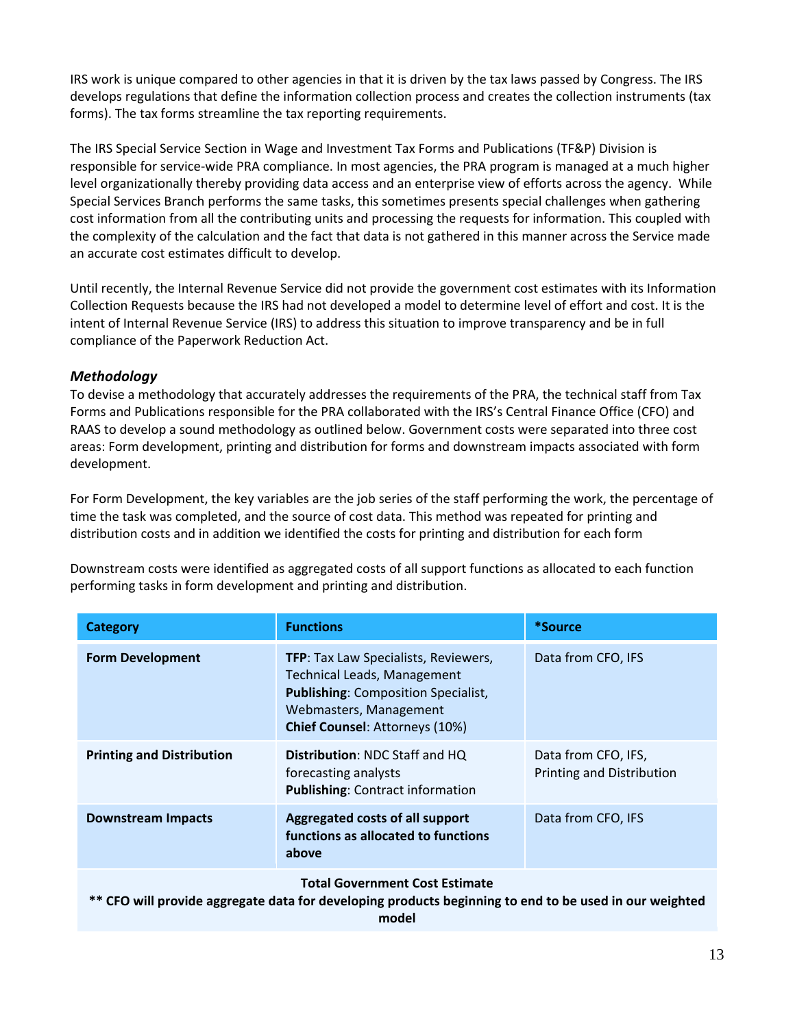IRS work is unique compared to other agencies in that it is driven by the tax laws passed by Congress. The IRS develops regulations that define the information collection process and creates the collection instruments (tax forms). The tax forms streamline the tax reporting requirements.

The IRS Special Service Section in Wage and Investment Tax Forms and Publications (TF&P) Division is responsible for service-wide PRA compliance. In most agencies, the PRA program is managed at a much higher level organizationally thereby providing data access and an enterprise view of efforts across the agency. While Special Services Branch performs the same tasks, this sometimes presents special challenges when gathering cost information from all the contributing units and processing the requests for information. This coupled with the complexity of the calculation and the fact that data is not gathered in this manner across the Service made an accurate cost estimates difficult to develop.

Until recently, the Internal Revenue Service did not provide the government cost estimates with its Information Collection Requests because the IRS had not developed a model to determine level of effort and cost. It is the intent of Internal Revenue Service (IRS) to address this situation to improve transparency and be in full compliance of the Paperwork Reduction Act.

### *Methodology*

To devise a methodology that accurately addresses the requirements of the PRA, the technical staff from Tax Forms and Publications responsible for the PRA collaborated with the IRS's Central Finance Office (CFO) and RAAS to develop a sound methodology as outlined below. Government costs were separated into three cost areas: Form development, printing and distribution for forms and downstream impacts associated with form development.

For Form Development, the key variables are the job series of the staff performing the work, the percentage of time the task was completed, and the source of cost data. This method was repeated for printing and distribution costs and in addition we identified the costs for printing and distribution for each form

Downstream costs were identified as aggregated costs of all support functions as allocated to each function performing tasks in form development and printing and distribution.

| Category | Functions | *Source |
|---|---|---|
| **Form Development** | **TFP**: Tax Law Specialists, Reviewers, Technical Leads, Management<br>**Publishing**: Composition Specialist, Webmasters, Management<br>**Chief Counsel**: Attorneys (10%) | Data from CFO, IFS |
| **Printing and Distribution** | **Distribution**: NDC Staff and HQ forecasting analysts<br>**Publishing**: Contract information | Data from CFO, IFS, Printing and Distribution |
| **Downstream Impacts** | **Aggregated costs of all support functions as allocated to functions above** | Data from CFO, IFS |
| **Total Government Cost Estimate**<br>**\*\* CFO will provide aggregate data for developing products beginning to end to be used in our weighted model** | | |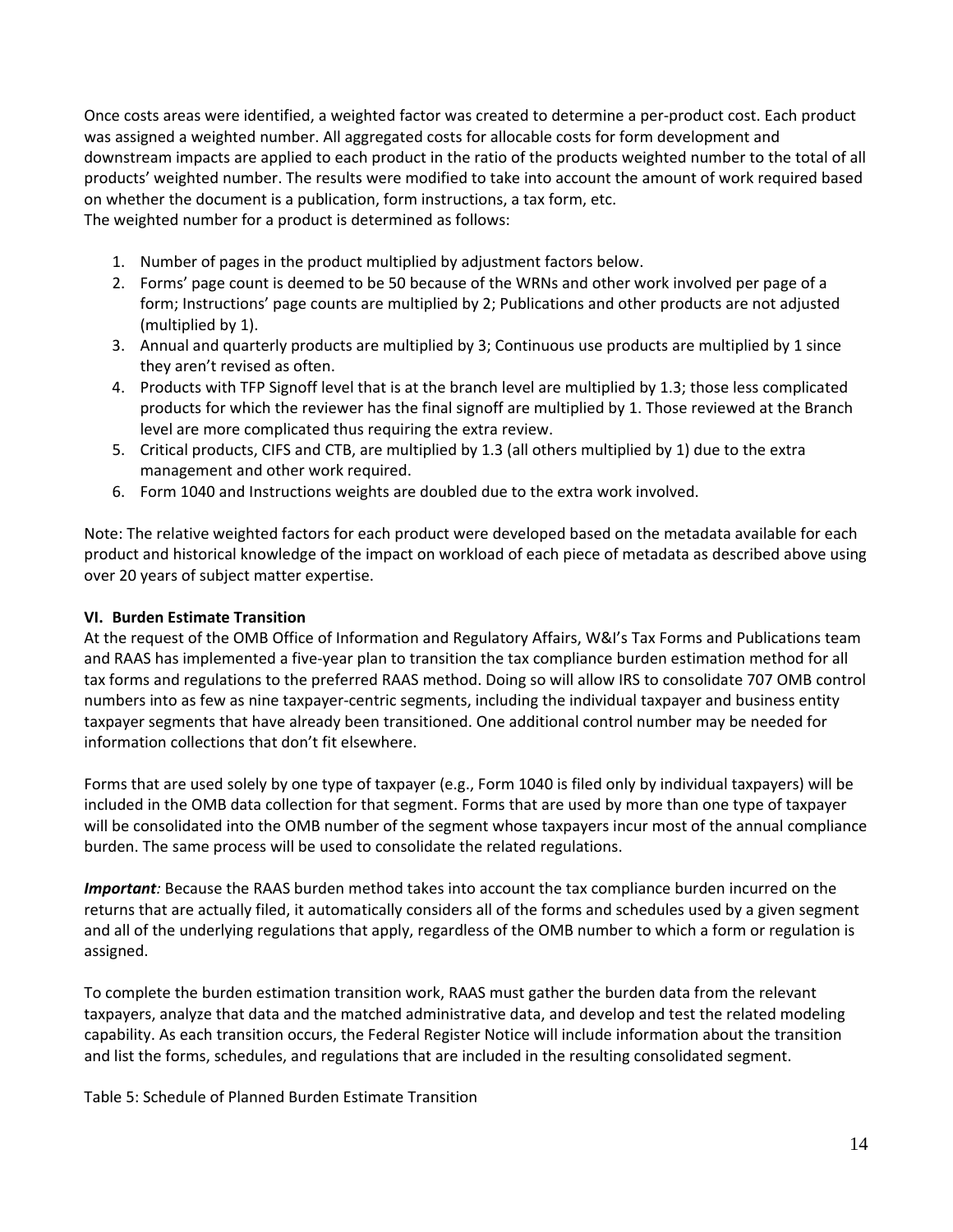Once costs areas were identified, a weighted factor was created to determine a per-product cost. Each product was assigned a weighted number. All aggregated costs for allocable costs for form development and downstream impacts are applied to each product in the ratio of the products weighted number to the total of all products' weighted number. The results were modified to take into account the amount of work required based on whether the document is a publication, form instructions, a tax form, etc.
The weighted number for a product is determined as follows:

1. Number of pages in the product multiplied by adjustment factors below.
2. Forms' page count is deemed to be 50 because of the WRNs and other work involved per page of a form; Instructions' page counts are multiplied by 2; Publications and other products are not adjusted (multiplied by 1).
3. Annual and quarterly products are multiplied by 3; Continuous use products are multiplied by 1 since they aren't revised as often.
4. Products with TFP Signoff level that is at the branch level are multiplied by 1.3; those less complicated products for which the reviewer has the final signoff are multiplied by 1. Those reviewed at the Branch level are more complicated thus requiring the extra review.
5. Critical products, CIFS and CTB, are multiplied by 1.3 (all others multiplied by 1) due to the extra management and other work required.
6. Form 1040 and Instructions weights are doubled due to the extra work involved.

Note: The relative weighted factors for each product were developed based on the metadata available for each product and historical knowledge of the impact on workload of each piece of metadata as described above using over 20 years of subject matter expertise.

## VI. Burden Estimate Transition

At the request of the OMB Office of Information and Regulatory Affairs, W&I's Tax Forms and Publications team and RAAS has implemented a five-year plan to transition the tax compliance burden estimation method for all tax forms and regulations to the preferred RAAS method. Doing so will allow IRS to consolidate 707 OMB control numbers into as few as nine taxpayer-centric segments, including the individual taxpayer and business entity taxpayer segments that have already been transitioned. One additional control number may be needed for information collections that don't fit elsewhere.

Forms that are used solely by one type of taxpayer (e.g., Form 1040 is filed only by individual taxpayers) will be included in the OMB data collection for that segment. Forms that are used by more than one type of taxpayer will be consolidated into the OMB number of the segment whose taxpayers incur most of the annual compliance burden. The same process will be used to consolidate the related regulations.

***Important****:* Because the RAAS burden method takes into account the tax compliance burden incurred on the returns that are actually filed, it automatically considers all of the forms and schedules used by a given segment and all of the underlying regulations that apply, regardless of the OMB number to which a form or regulation is assigned.

To complete the burden estimation transition work, RAAS must gather the burden data from the relevant taxpayers, analyze that data and the matched administrative data, and develop and test the related modeling capability. As each transition occurs, the Federal Register Notice will include information about the transition and list the forms, schedules, and regulations that are included in the resulting consolidated segment.

Table 5: Schedule of Planned Burden Estimate Transition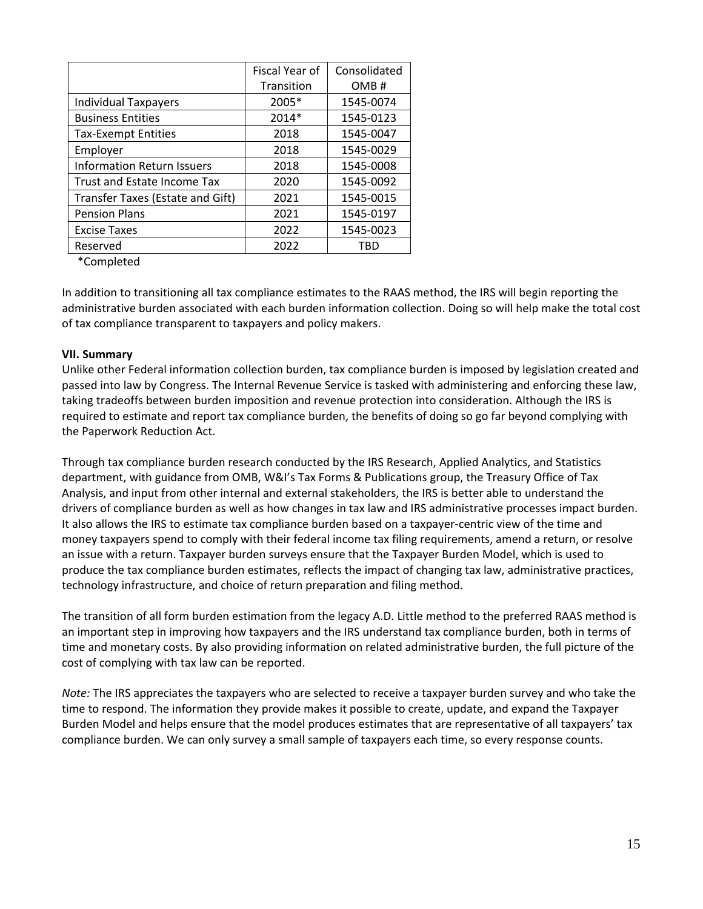| | Fiscal Year of Transition | Consolidated OMB # |
|---|---|---|
| Individual Taxpayers | 2005* | 1545-0074 |
| Business Entities | 2014* | 1545-0123 |
| Tax-Exempt Entities | 2018 | 1545-0047 |
| Employer | 2018 | 1545-0029 |
| Information Return Issuers | 2018 | 1545-0008 |
| Trust and Estate Income Tax | 2020 | 1545-0092 |
| Transfer Taxes (Estate and Gift) | 2021 | 1545-0015 |
| Pension Plans | 2021 | 1545-0197 |
| Excise Taxes | 2022 | 1545-0023 |
| Reserved | 2022 | TBD |

*Completed

In addition to transitioning all tax compliance estimates to the RAAS method, the IRS will begin reporting the administrative burden associated with each burden information collection. Doing so will help make the total cost of tax compliance transparent to taxpayers and policy makers.

**VII. Summary**

Unlike other Federal information collection burden, tax compliance burden is imposed by legislation created and passed into law by Congress. The Internal Revenue Service is tasked with administering and enforcing these law, taking tradeoffs between burden imposition and revenue protection into consideration. Although the IRS is required to estimate and report tax compliance burden, the benefits of doing so go far beyond complying with the Paperwork Reduction Act.

Through tax compliance burden research conducted by the IRS Research, Applied Analytics, and Statistics department, with guidance from OMB, W&I's Tax Forms & Publications group, the Treasury Office of Tax Analysis, and input from other internal and external stakeholders, the IRS is better able to understand the drivers of compliance burden as well as how changes in tax law and IRS administrative processes impact burden. It also allows the IRS to estimate tax compliance burden based on a taxpayer-centric view of the time and money taxpayers spend to comply with their federal income tax filing requirements, amend a return, or resolve an issue with a return. Taxpayer burden surveys ensure that the Taxpayer Burden Model, which is used to produce the tax compliance burden estimates, reflects the impact of changing tax law, administrative practices, technology infrastructure, and choice of return preparation and filing method.

The transition of all form burden estimation from the legacy A.D. Little method to the preferred RAAS method is an important step in improving how taxpayers and the IRS understand tax compliance burden, both in terms of time and monetary costs. By also providing information on related administrative burden, the full picture of the cost of complying with tax law can be reported.

*Note:* The IRS appreciates the taxpayers who are selected to receive a taxpayer burden survey and who take the time to respond. The information they provide makes it possible to create, update, and expand the Taxpayer Burden Model and helps ensure that the model produces estimates that are representative of all taxpayers' tax compliance burden. We can only survey a small sample of taxpayers each time, so every response counts.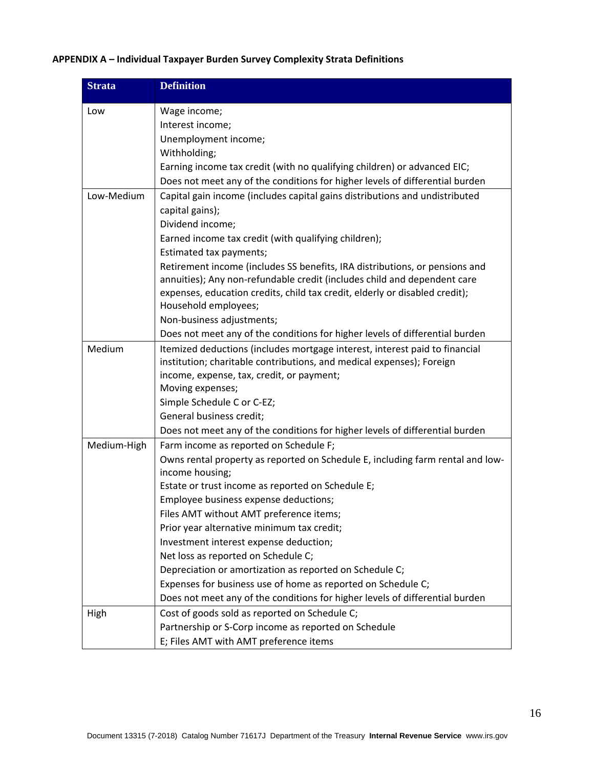**APPENDIX A – Individual Taxpayer Burden Survey Complexity Strata Definitions**

| Strata | Definition |
|---|---|
| Low | Wage income;<br>Interest income;<br>Unemployment income;<br>Withholding;<br>Earning income tax credit (with no qualifying children) or advanced EIC;<br>Does not meet any of the conditions for higher levels of differential burden |
| Low-Medium | Capital gain income (includes capital gains distributions and undistributed capital gains);<br>Dividend income;<br>Earned income tax credit (with qualifying children);<br>Estimated tax payments;<br>Retirement income (includes SS benefits, IRA distributions, or pensions and annuities); Any non-refundable credit (includes child and dependent care expenses, education credits, child tax credit, elderly or disabled credit);<br>Household employees;<br>Non-business adjustments;<br>Does not meet any of the conditions for higher levels of differential burden |
| Medium | Itemized deductions (includes mortgage interest, interest paid to financial institution; charitable contributions, and medical expenses); Foreign income, expense, tax, credit, or payment;<br>Moving expenses;<br>Simple Schedule C or C-EZ;<br>General business credit;<br>Does not meet any of the conditions for higher levels of differential burden |
| Medium-High | Farm income as reported on Schedule F;<br>Owns rental property as reported on Schedule E, including farm rental and low-income housing;<br>Estate or trust income as reported on Schedule E;<br>Employee business expense deductions;<br>Files AMT without AMT preference items;<br>Prior year alternative minimum tax credit;<br>Investment interest expense deduction;<br>Net loss as reported on Schedule C;<br>Depreciation or amortization as reported on Schedule C;<br>Expenses for business use of home as reported on Schedule C;<br>Does not meet any of the conditions for higher levels of differential burden |
| High | Cost of goods sold as reported on Schedule C;<br>Partnership or S-Corp income as reported on Schedule E; Files AMT with AMT preference items |

Document 13315 (7-2018) Catalog Number 71617J Department of the Treasury **Internal Revenue Service** www.irs.gov